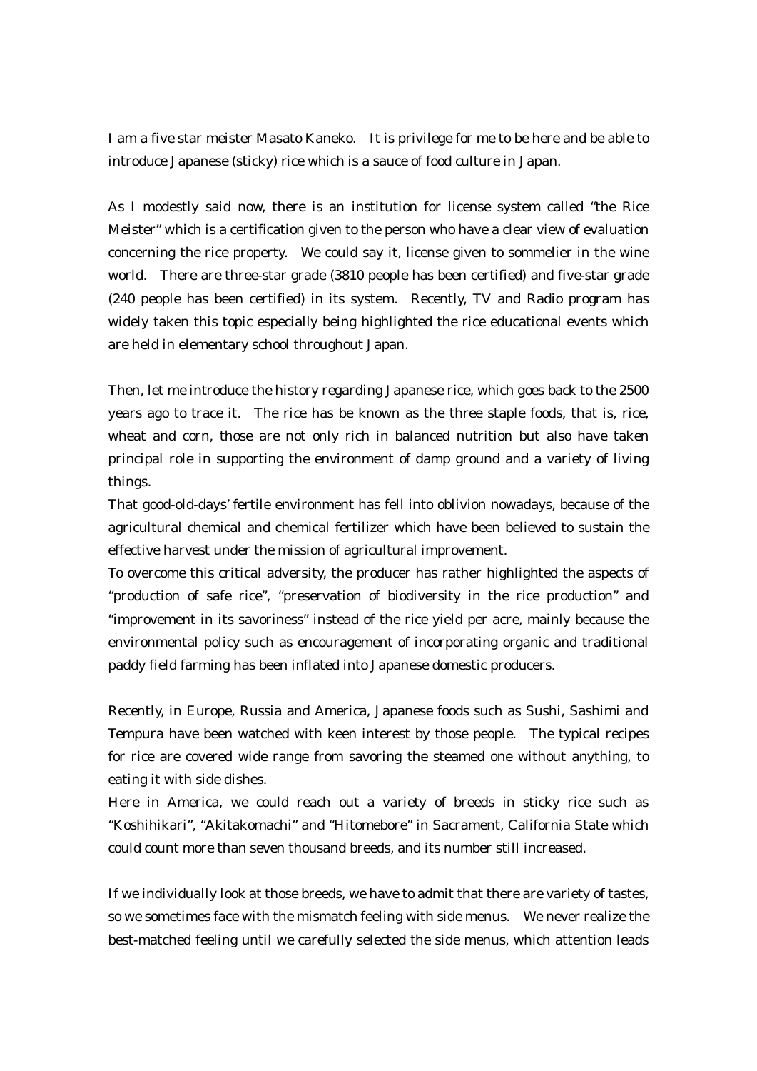I am a five star meister Masato Kaneko. It is privilege for me to be here and be able to introduce Japanese (sticky) rice which is a sauce of food culture in Japan.

As I modestly said now, there is an institution for license system called "the Rice Meister" which is a certification given to the person who have a clear view of evaluation concerning the rice property. We could say it, license given to sommelier in the wine world. There are three-star grade (3810 people has been certified) and five-star grade (240 people has been certified) in its system. Recently, TV and Radio program has widely taken this topic especially being highlighted the rice educational events which are held in elementary school throughout Japan.

Then, let me introduce the history regarding Japanese rice, which goes back to the 2500 years ago to trace it. The rice has be known as the three staple foods, that is, rice, wheat and corn, those are not only rich in balanced nutrition but also have taken principal role in supporting the environment of damp ground and a variety of living things.

That good-old-days' fertile environment has fell into oblivion nowadays, because of the agricultural chemical and chemical fertilizer which have been believed to sustain the effective harvest under the mission of agricultural improvement.

To overcome this critical adversity, the producer has rather highlighted the aspects of "production of safe rice", "preservation of biodiversity in the rice production" and "improvement in its savoriness" instead of the rice yield per acre, mainly because the environmental policy such as encouragement of incorporating organic and traditional paddy field farming has been inflated into Japanese domestic producers.

Recently, in Europe, Russia and America, Japanese foods such as Sushi, Sashimi and Tempura have been watched with keen interest by those people. The typical recipes for rice are covered wide range from savoring the steamed one without anything, to eating it with side dishes.

Here in America, we could reach out a variety of breeds in sticky rice such as "Koshihikari", "Akitakomachi" and "Hitomebore" in Sacrament, California State which could count more than seven thousand breeds, and its number still increased.

If we individually look at those breeds, we have to admit that there are variety of tastes, so we sometimes face with the mismatch feeling with side menus. We never realize the best-matched feeling until we carefully selected the side menus, which attention leads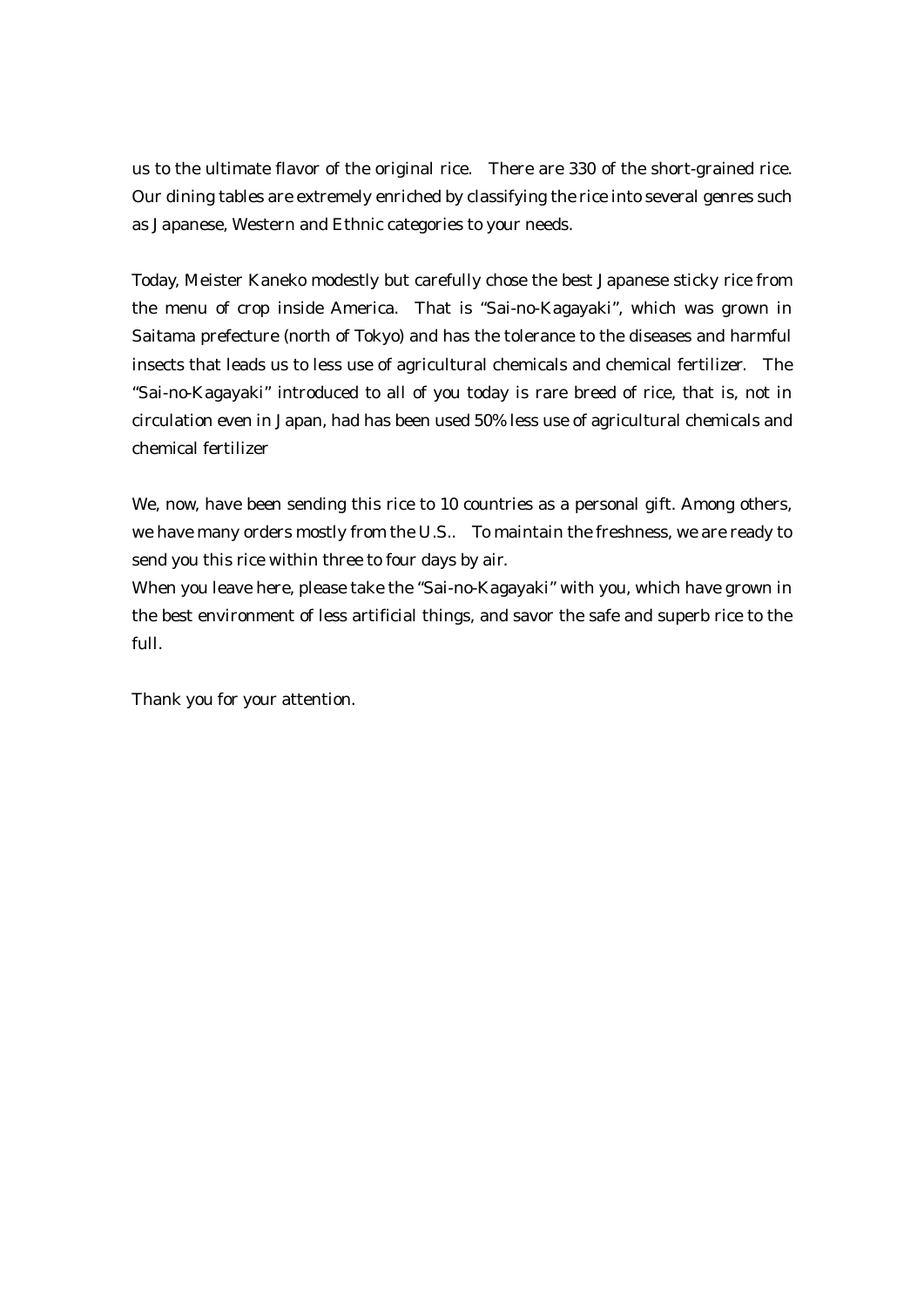us to the ultimate flavor of the original rice.　There are 330 of the short-grained rice. Our dining tables are extremely enriched by classifying the rice into several genres such as Japanese, Western and Ethnic categories to your needs.

Today, Meister Kaneko modestly but carefully chose the best Japanese sticky rice from the menu of crop inside America.　That is "Sai-no-Kagayaki", which was grown in Saitama prefecture (north of Tokyo) and has the tolerance to the diseases and harmful insects that leads us to less use of agricultural chemicals and chemical fertilizer.　The "Sai-no-Kagayaki" introduced to all of you today is rare breed of rice, that is, not in circulation even in Japan, had has been used 50% less use of agricultural chemicals and chemical fertilizer

We, now, have been sending this rice to 10 countries as a personal gift. Among others, we have many orders mostly from the U.S..　To maintain the freshness, we are ready to send you this rice within three to four days by air.
When you leave here, please take the "Sai-no-Kagayaki" with you, which have grown in the best environment of less artificial things, and savor the safe and superb rice to the full.

Thank you for your attention.